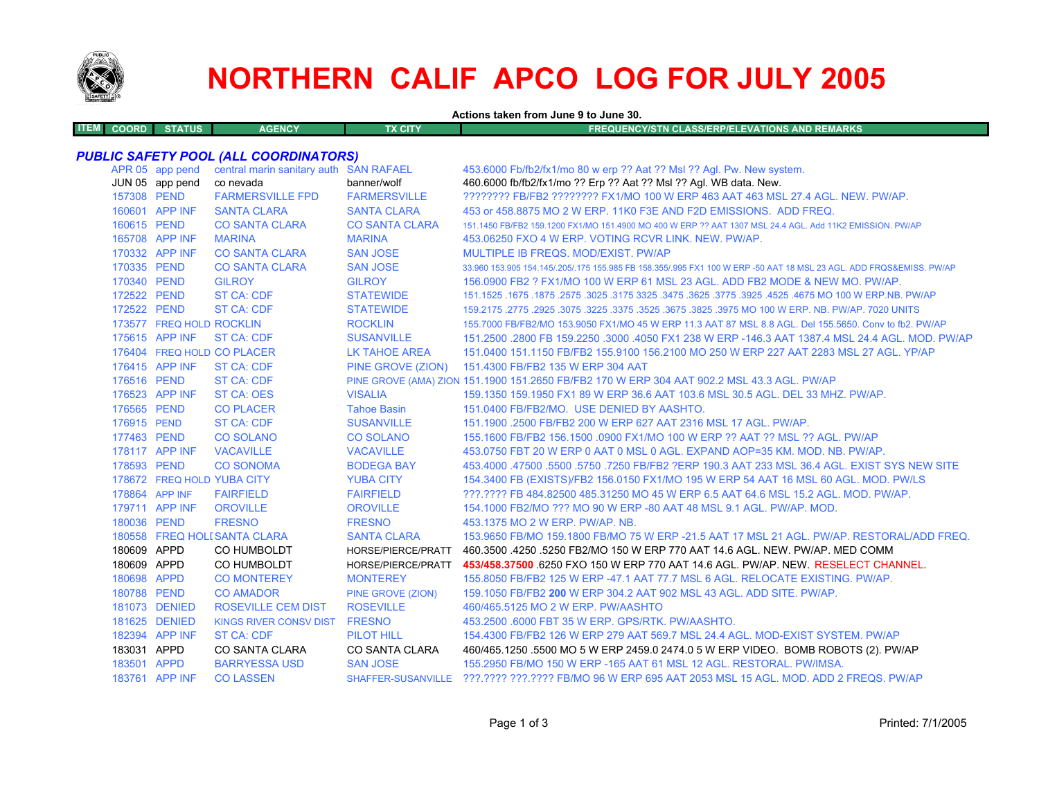# NORTHERN CALIF APCO LOG FOR JULY 2005

**Actions taken from June 9 to June 30.**

| ITEM | COORD | STATUS | AGENCY | TX CITY | FREQUENCY/STN CLASS/ERP/ELEVATIONS AND REMARKS |
|---|---|---|---|---|---|
| ***PUBLIC SAFETY POOL (ALL COORDINATORS)*** | | | | | |
| | APR 05 | app pend | central marin sanitary auth | SAN RAFAEL | 453.6000 Fb/fb2/fx1/mo 80 w erp ?? Aat ?? Msl ?? Agl. Pw. New system. |
| | JUN 05 | app pend | co nevada | banner/wolf | 460.6000 fb/fb2/fx1/mo ?? Erp ?? Aat ?? Msl ?? Agl. WB data. New. |
| | 157308 | PEND | FARMERSVILLE FPD | FARMERSVILLE | ???????? FB/FB2 ???????? FX1/MO 100 W ERP 463 AAT 463 MSL 27.4 AGL. NEW. PW/AP. |
| | 160601 | APP INF | SANTA CLARA | SANTA CLARA | 453 or 458.8875 MO 2 W ERP. 11K0 F3E AND F2D EMISSIONS. ADD FREQ. |
| | 160615 | PEND | CO SANTA CLARA | CO SANTA CLARA | 151.1450 FB/FB2 159.1200 FX1/MO 151.4900 MO 400 W ERP ?? AAT 1307 MSL 24.4 AGL. Add 11K2 EMISSION. PW/AP |
| | 165708 | APP INF | MARINA | MARINA | 453.06250 FXO 4 W ERP. VOTING RCVR LINK. NEW. PW/AP. |
| | 170332 | APP INF | CO SANTA CLARA | SAN JOSE | MULTIPLE IB FREQS. MOD/EXIST. PW/AP |
| | 170335 | PEND | CO SANTA CLARA | SAN JOSE | 33.960 153.905 154.145/.205/.175 155.985 FB 158.355/.995 FX1 100 W ERP -50 AAT 18 MSL 23 AGL. ADD FRQS&EMISS. PW/AP |
| | 170340 | PEND | GILROY | GILROY | 156.0900 FB2 ? FX1/MO 100 W ERP 61 MSL 23 AGL. ADD FB2 MODE & NEW MO. PW/AP. |
| | 172522 | PEND | ST CA: CDF | STATEWIDE | 151.1525 .1675 .1875 .2575 .3025 .3175 3325 .3475 .3625 .3775 .3925 .4525 .4675 MO 100 W ERP.NB. PW/AP |
| | 172522 | PEND | ST CA: CDF | STATEWIDE | 159.2175 .2775 .2925 .3075 .3225 .3375 .3525 .3675 .3825 .3975 MO 100 W ERP. NB. PW/AP. 7020 UNITS |
| | 173577 | FREQ HOLD | ROCKLIN | ROCKLIN | 155.7000 FB/FB2/MO 153.9050 FX1/MO 45 W ERP 11.3 AAT 87 MSL 8.8 AGL. Del 155.5650. Conv to fb2. PW/AP |
| | 175615 | APP INF | ST CA: CDF | SUSANVILLE | 151.2500 .2800 FB 159.2250 .3000 .4050 FX1 238 W ERP -146.3 AAT 1387.4 MSL 24.4 AGL. MOD. PW/AP |
| | 176404 | FREQ HOLD | CO PLACER | LK TAHOE AREA | 151.0400 151.1150 FB/FB2 155.9100 156.2100 MO 250 W ERP 227 AAT 2283 MSL 27 AGL. YP/AP |
| | 176415 | APP INF | ST CA: CDF | PINE GROVE (ZION) | 151.4300 FB/FB2 135 W ERP 304 AAT |
| | 176516 | PEND | ST CA: CDF | PINE GROVE (AMA) ZION | 151.1900 151.2650 FB/FB2 170 W ERP 304 AAT 902.2 MSL 43.3 AGL. PW/AP |
| | 176523 | APP INF | ST CA: OES | VISALIA | 159.1350 159.1950 FX1 89 W ERP 36.6 AAT 103.6 MSL 30.5 AGL. DEL 33 MHZ. PW/AP. |
| | 176565 | PEND | CO PLACER | Tahoe Basin | 151.0400 FB/FB2/MO. USE DENIED BY AASHTO. |
| | 176915 | PEND | ST CA: CDF | SUSANVILLE | 151.1900 .2500 FB/FB2 200 W ERP 627 AAT 2316 MSL 17 AGL. PW/AP. |
| | 177463 | PEND | CO SOLANO | CO SOLANO | 155.1600 FB/FB2 156.1500 .0900 FX1/MO 100 W ERP ?? AAT ?? MSL ?? AGL. PW/AP |
| | 178117 | APP INF | VACAVILLE | VACAVILLE | 453.0750 FBT 20 W ERP 0 AAT 0 MSL 0 AGL. EXPAND AOP=35 KM. MOD. NB. PW/AP. |
| | 178593 | PEND | CO SONOMA | BODEGA BAY | 453.4000 .47500 .5500 .5750 .7250 FB/FB2 ?ERP 190.3 AAT 233 MSL 36.4 AGL. EXIST SYS NEW SITE |
| | 178672 | FREQ HOLD | YUBA CITY | YUBA CITY | 154.3400 FB (EXISTS)/FB2 156.0150 FX1/MO 195 W ERP 54 AAT 16 MSL 60 AGL. MOD. PW/LS |
| | 178864 | APP INF | FAIRFIELD | FAIRFIELD | ???.???? FB 484.82500 485.31250 MO 45 W ERP 6.5 AAT 64.6 MSL 15.2 AGL. MOD. PW/AP. |
| | 179711 | APP INF | OROVILLE | OROVILLE | 154.1000 FB2/MO ??? MO 90 W ERP -80 AAT 48 MSL 9.1 AGL. PW/AP. MOD. |
| | 180036 | PEND | FRESNO | FRESNO | 453.1375 MO 2 W ERP. PW/AP. NB. |
| | 180558 | FREQ HOLD | SANTA CLARA | SANTA CLARA | 153.9650 FB/MO 159.1800 FB/MO 75 W ERP -21.5 AAT 17 MSL 21 AGL. PW/AP. RESTORAL/ADD FREQ. |
| | 180609 | APPD | CO HUMBOLDT | HORSE/PIERCE/PRATT | 460.3500 .4250 .5250 FB2/MO 150 W ERP 770 AAT 14.6 AGL. NEW. PW/AP. MED COMM |
| | 180609 | APPD | CO HUMBOLDT | HORSE/PIERCE/PRATT | **453/458.37500** .6250 FXO 150 W ERP 770 AAT 14.6 AGL. PW/AP. NEW. RESELECT CHANNEL. |
| | 180698 | APPD | CO MONTEREY | MONTEREY | 155.8050 FB/FB2 125 W ERP -47.1 AAT 77.7 MSL 6 AGL. RELOCATE EXISTING. PW/AP. |
| | 180788 | PEND | CO AMADOR | PINE GROVE (ZION) | 159.1050 FB/FB2 **200** W ERP 304.2 AAT 902 MSL 43 AGL. ADD SITE. PW/AP. |
| | 181073 | DENIED | ROSEVILLE CEM DIST | ROSEVILLE | 460/465.5125 MO 2 W ERP. PW/AASHTO |
| | 181625 | DENIED | KINGS RIVER CONSV DIST | FRESNO | 453.2500 .6000 FBT 35 W ERP. GPS/RTK. PW/AASHTO. |
| | 182394 | APP INF | ST CA: CDF | PILOT HILL | 154.4300 FB/FB2 126 W ERP 279 AAT 569.7 MSL 24.4 AGL. MOD-EXIST SYSTEM. PW/AP |
| | 183031 | APPD | CO SANTA CLARA | CO SANTA CLARA | 460/465.1250 .5500 MO 5 W ERP 2459.0 2474.0 5 W ERP VIDEO. BOMB ROBOTS (2). PW/AP |
| | 183501 | APPD | BARRYESSA USD | SAN JOSE | 155.2950 FB/MO 150 W ERP -165 AAT 61 MSL 12 AGL. RESTORAL. PW/IMSA. |
| | 183761 | APP INF | CO LASSEN | SHAFFER-SUSANVILLE | ???.???? ???.???? FB/MO 96 W ERP 695 AAT 2053 MSL 15 AGL. MOD. ADD 2 FREQS. PW/AP |

Printed: 7/1/2005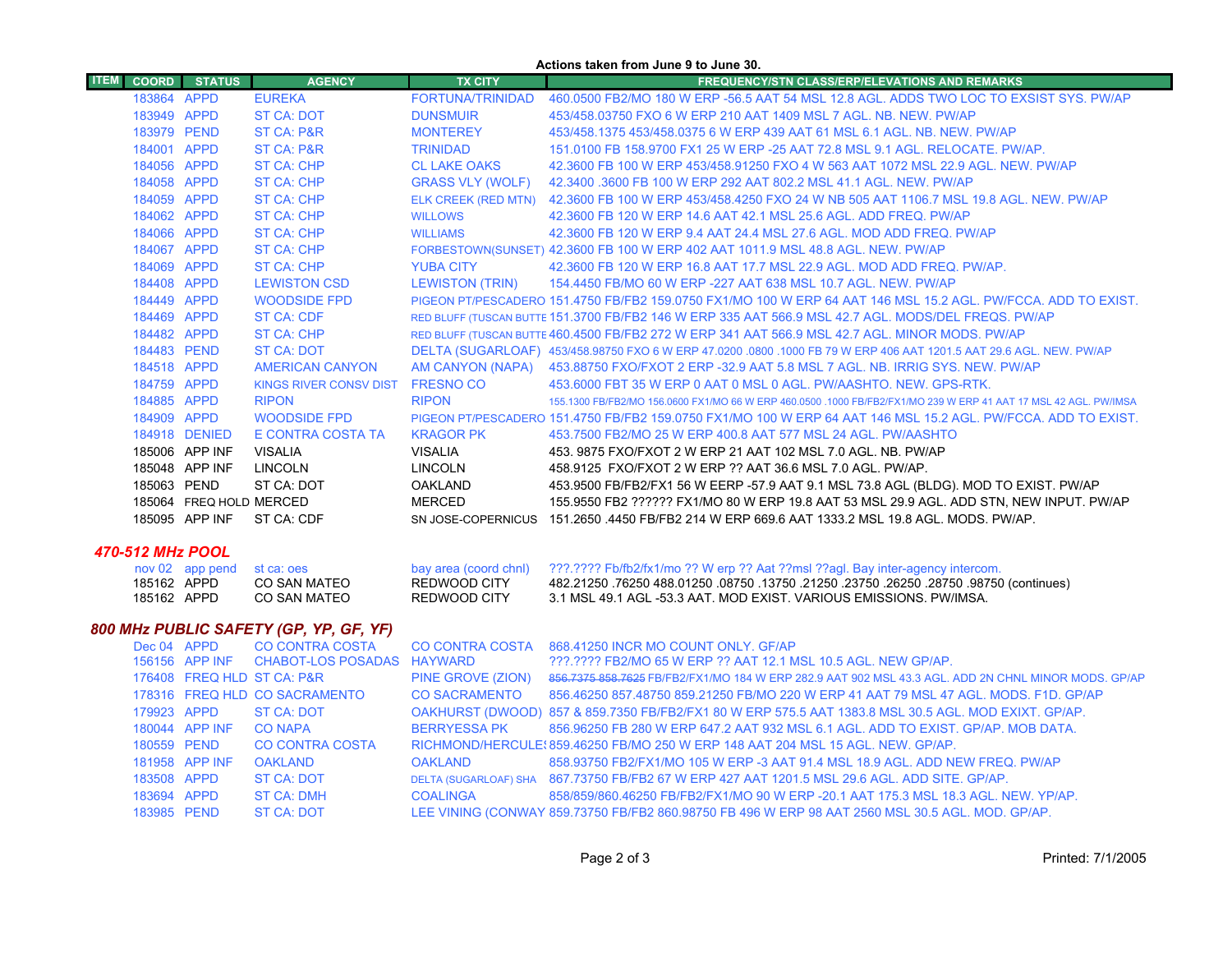**Actions taken from June 9 to June 30.**

| ITEM | COORD | STATUS | AGENCY | TX CITY | FREQUENCY/STN CLASS/ERP/ELEVATIONS AND REMARKS |
|---|---|---|---|---|---|
| | 183864 | APPD | EUREKA | FORTUNA/TRINIDAD | 460.0500 FB2/MO 180 W ERP -56.5 AAT 54 MSL 12.8 AGL. ADDS TWO LOC TO EXSIST SYS. PW/AP |
| | 183949 | APPD | ST CA: DOT | DUNSMUIR | 453/458.03750 FXO 6 W ERP 210 AAT 1409 MSL 7 AGL. NB. NEW. PW/AP |
| | 183979 | PEND | ST CA: P&R | MONTEREY | 453/458.1375 453/458.0375 6 W ERP 439 AAT 61 MSL 6.1 AGL. NB. NEW. PW/AP |
| | 184001 | APPD | ST CA: P&R | TRINIDAD | 151.0100 FB 158.9700 FX1 25 W ERP -25 AAT 72.8 MSL 9.1 AGL. RELOCATE. PW/AP. |
| | 184056 | APPD | ST CA: CHP | CL LAKE OAKS | 42.3600 FB 100 W ERP 453/458.91250 FXO 4 W 563 AAT 1072 MSL 22.9 AGL. NEW. PW/AP |
| | 184058 | APPD | ST CA: CHP | GRASS VLY (WOLF) | 42.3400 .3600 FB 100 W ERP 292 AAT 802.2 MSL 41.1 AGL. NEW. PW/AP |
| | 184059 | APPD | ST CA: CHP | ELK CREEK (RED MTN) | 42.3600 FB 100 W ERP 453/458.4250 FXO 24 W NB 505 AAT 1106.7 MSL 19.8 AGL. NEW. PW/AP |
| | 184062 | APPD | ST CA: CHP | WILLOWS | 42.3600 FB 120 W ERP 14.6 AAT 42.1 MSL 25.6 AGL. ADD FREQ. PW/AP |
| | 184066 | APPD | ST CA: CHP | WILLIAMS | 42.3600 FB 120 W ERP 9.4 AAT 24.4 MSL 27.6 AGL. MOD ADD FREQ. PW/AP |
| | 184067 | APPD | ST CA: CHP | FORBESTOWN(SUNSET) | 42.3600 FB 100 W ERP 402 AAT 1011.9 MSL 48.8 AGL. NEW. PW/AP |
| | 184069 | APPD | ST CA: CHP | YUBA CITY | 42.3600 FB 120 W ERP 16.8 AAT 17.7 MSL 22.9 AGL. MOD ADD FREQ. PW/AP. |
| | 184408 | APPD | LEWISTON CSD | LEWISTON (TRIN) | 154.4450 FB/MO 60 W ERP -227 AAT 638 MSL 10.7 AGL. NEW. PW/AP |
| | 184449 | APPD | WOODSIDE FPD | PIGEON PT/PESCADERO | 151.4750 FB/FB2 159.0750 FX1/MO 100 W ERP 64 AAT 146 MSL 15.2 AGL. PW/FCCA. ADD TO EXIST. |
| | 184469 | APPD | ST CA: CDF | RED BLUFF (TUSCAN BUTTE | 151.3700 FB/FB2 146 W ERP 335 AAT 566.9 MSL 42.7 AGL. MODS/DEL FREQS. PW/AP |
| | 184482 | APPD | ST CA: CHP | RED BLUFF (TUSCAN BUTTE | 460.4500 FB/FB2 272 W ERP 341 AAT 566.9 MSL 42.7 AGL. MINOR MODS. PW/AP |
| | 184483 | PEND | ST CA: DOT | DELTA (SUGARLOAF) | 453/458.98750 FXO 6 W ERP 47.0200 .0800 .1000 FB 79 W ERP 406 AAT 1201.5 AAT 29.6 AGL. NEW. PW/AP |
| | 184518 | APPD | AMERICAN CANYON | AM CANYON (NAPA) | 453.88750 FXO/FXOT 2 ERP -32.9 AAT 5.8 MSL 7 AGL. NB. IRRIG SYS. NEW. PW/AP |
| | 184759 | APPD | KINGS RIVER CONSV DIST | FRESNO CO | 453.6000 FBT 35 W ERP 0 AAT 0 MSL 0 AGL. PW/AASHTO. NEW. GPS-RTK. |
| | 184885 | APPD | RIPON | RIPON | 155.1300 FB/FB2/MO 156.0600 FX1/MO 66 W ERP 460.0500 .1000 FB/FB2/FX1/MO 239 W ERP 41 AAT 17 MSL 42 AGL. PW/IMSA |
| | 184909 | APPD | WOODSIDE FPD | PIGEON PT/PESCADERO | 151.4750 FB/FB2 159.0750 FX1/MO 100 W ERP 64 AAT 146 MSL 15.2 AGL. PW/FCCA. ADD TO EXIST. |
| | 184918 | DENIED | E CONTRA COSTA TA | KRAGOR PK | 453.7500 FB2/MO 25 W ERP 400.8 AAT 577 MSL 24 AGL. PW/AASHTO |
| | 185006 | APP INF | VISALIA | VISALIA | 453. 9875 FXO/FXOT 2 W ERP 21 AAT 102 MSL 7.0 AGL. NB. PW/AP |
| | 185048 | APP INF | LINCOLN | LINCOLN | 458.9125 FXO/FXOT 2 W ERP ?? AAT 36.6 MSL 7.0 AGL. PW/AP. |
| | 185063 | PEND | ST CA: DOT | OAKLAND | 453.9500 FB/FB2/FX1 56 W EERP -57.9 AAT 9.1 MSL 73.8 AGL (BLDG). MOD TO EXIST. PW/AP |
| | 185064 | FREQ HOLD | MERCED | MERCED | 155.9550 FB2 ?????? FX1/MO 80 W ERP 19.8 AAT 53 MSL 29.9 AGL. ADD STN, NEW INPUT. PW/AP |
| | 185095 | APP INF | ST CA: CDF | SN JOSE-COPERNICUS | 151.2650 .4450 FB/FB2 214 W ERP 669.6 AAT 1333.2 MSL 19.8 AGL. MODS. PW/AP. |

## *470-512 MHz POOL*

| | | | | | |
|---|---|---|---|---|---|
| | nov 02 | app pend | st ca: oes | bay area (coord chnl) | ???.???? Fb/fb2/fx1/mo ?? W erp ?? Aat ??msl ??agl. Bay inter-agency intercom. |
| | 185162 | APPD | CO SAN MATEO | REDWOOD CITY | 482.21250 .76250 488.01250 .08750 .13750 .21250 .23750 .26250 .28750 .98750 (continues) |
| | 185162 | APPD | CO SAN MATEO | REDWOOD CITY | 3.1 MSL 49.1 AGL -53.3 AAT. MOD EXIST. VARIOUS EMISSIONS. PW/IMSA. |

## *800 MHz PUBLIC SAFETY (GP, YP, GF, YF)*

| | | | | | |
|---|---|---|---|---|---|
| | Dec 04 | APPD | CO CONTRA COSTA | CO CONTRA COSTA | 868.41250 INCR MO COUNT ONLY. GF/AP |
| | 156156 | APP INF | CHABOT-LOS POSADAS | HAYWARD | ???.???? FB2/MO 65 W ERP ?? AAT 12.1 MSL 10.5 AGL. NEW GP/AP. |
| | 176408 | FREQ HLD | ST CA: P&R | PINE GROVE (ZION) | ~~856.7375 858.7625~~ FB/FB2/FX1/MO 184 W ERP 282.9 AAT 902 MSL 43.3 AGL. ADD 2N CHNL MINOR MODS. GP/AP |
| | 178316 | FREQ HLD | CO SACRAMENTO | CO SACRAMENTO | 856.46250 857.48750 859.21250 FB/MO 220 W ERP 41 AAT 79 MSL 47 AGL. MODS. F1D. GP/AP |
| | 179923 | APPD | ST CA: DOT | OAKHURST (DWOOD) | 857 & 859.7350 FB/FB2/FX1 80 W ERP 575.5 AAT 1383.8 MSL 30.5 AGL. MOD EXIXT. GP/AP. |
| | 180044 | APP INF | CO NAPA | BERRYESSA PK | 856.96250 FB 280 W ERP 647.2 AAT 932 MSL 6.1 AGL. ADD TO EXIST. GP/AP. MOB DATA. |
| | 180559 | PEND | CO CONTRA COSTA | RICHMOND/HERCULES | 859.46250 FB/MO 250 W ERP 148 AAT 204 MSL 15 AGL. NEW. GP/AP. |
| | 181958 | APP INF | OAKLAND | OAKLAND | 858.93750 FB2/FX1/MO 105 W ERP -3 AAT 91.4 MSL 18.9 AGL. ADD NEW FREQ. PW/AP |
| | 183508 | APPD | ST CA: DOT | DELTA (SUGARLOAF) SHA | 867.73750 FB/FB2 67 W ERP 427 AAT 1201.5 MSL 29.6 AGL. ADD SITE. GP/AP. |
| | 183694 | APPD | ST CA: DMH | COALINGA | 858/859/860.46250 FB/FB2/FX1/MO 90 W ERP -20.1 AAT 175.3 MSL 18.3 AGL. NEW. YP/AP. |
| | 183985 | PEND | ST CA: DOT | LEE VINING (CONWAY | 859.73750 FB/FB2 860.98750 FB 496 W ERP 98 AAT 2560 MSL 30.5 AGL. MOD. GP/AP. |

Printed: 7/1/2005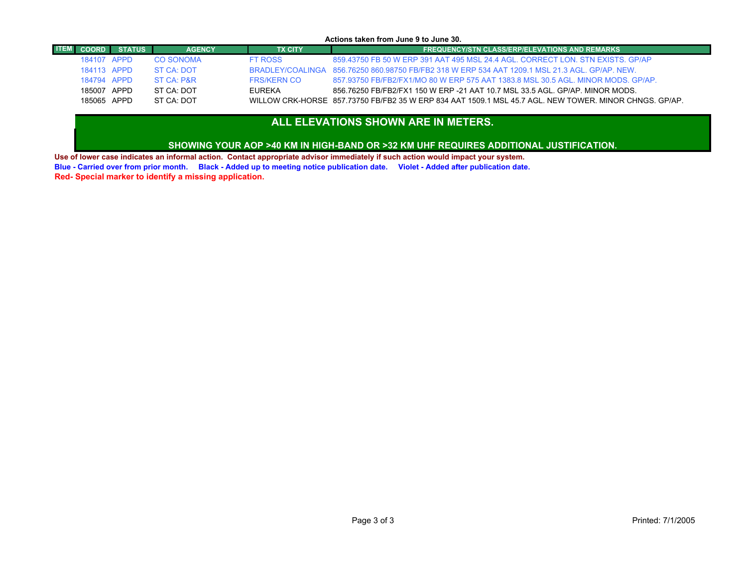**Actions taken from June 9 to June 30.**

| ITEM | COORD | STATUS | AGENCY | TX CITY | FREQUENCY/STN CLASS/ERP/ELEVATIONS AND REMARKS |
|---|---|---|---|---|---|
| | 184107 | APPD | CO SONOMA | FT ROSS | 859.43750 FB 50 W ERP 391 AAT 495 MSL 24.4 AGL. CORRECT LON. STN EXISTS. GP/AP |
| | 184113 | APPD | ST CA: DOT | BRADLEY/COALINGA | 856.76250 860.98750 FB/FB2 318 W ERP 534 AAT 1209.1 MSL 21.3 AGL. GP/AP. NEW. |
| | 184794 | APPD | ST CA: P&R | FRS/KERN CO | 857.93750 FB/FB2/FX1/MO 80 W ERP 575 AAT 1383.8 MSL 30.5 AGL. MINOR MODS. GP/AP. |
| | 185007 | APPD | ST CA: DOT | EUREKA | 856.76250 FB/FB2/FX1 150 W ERP -21 AAT 10.7 MSL 33.5 AGL. GP/AP. MINOR MODS. |
| | 185065 | APPD | ST CA: DOT | WILLOW CRK-HORSE | 857.73750 FB/FB2 35 W ERP 834 AAT 1509.1 MSL 45.7 AGL. NEW TOWER. MINOR CHNGS. GP/AP. |

**ALL ELEVATIONS SHOWN ARE IN METERS.**

**SHOWING YOUR AOP >40 KM IN HIGH-BAND OR >32 KM UHF REQUIRES ADDITIONAL JUSTIFICATION.**

**Use of lower case indicates an informal action. Contact appropriate advisor immediately if such action would impact your system.**

**Blue - Carried over from prior month. Black - Added up to meeting notice publication date. Violet - Added after publication date.**

**Red- Special marker to identify a missing application.**

Printed: 7/1/2005